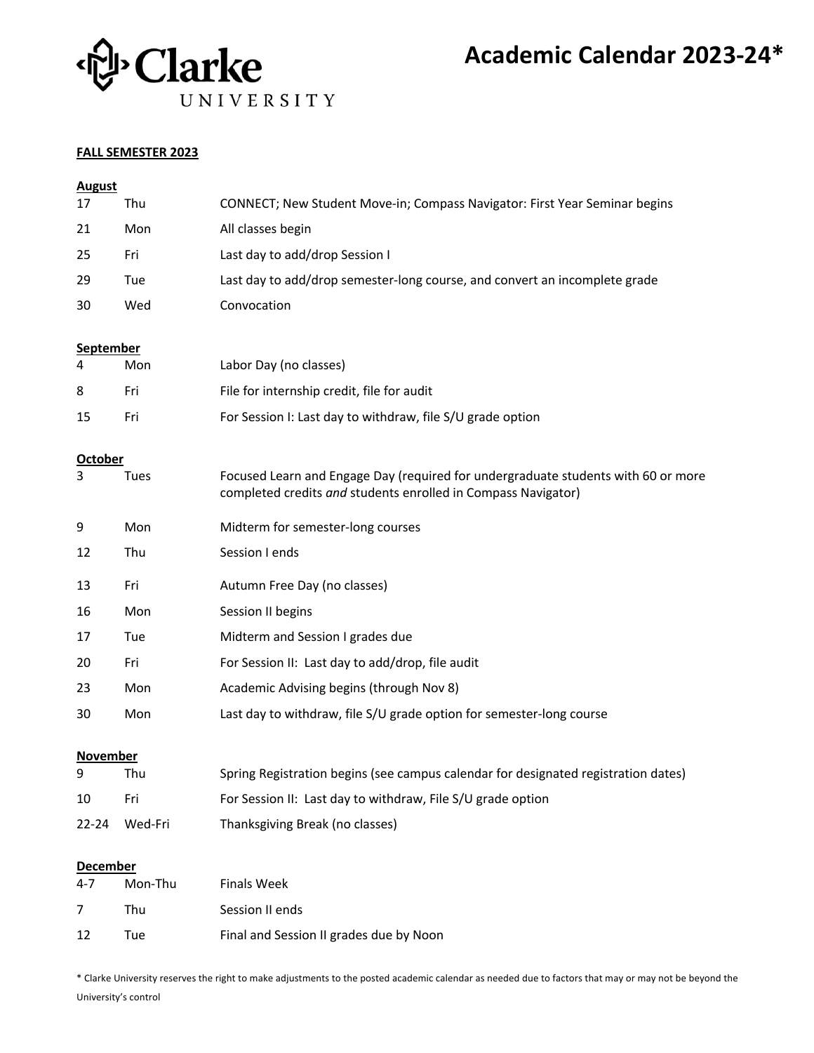Clarke UNIVERSITY

# Academic Calendar 2023-24*

## FALL SEMESTER 2023

### August

| | | |
|---|---|---|
| 17 | Thu | CONNECT; New Student Move-in; Compass Navigator: First Year Seminar begins |
| 21 | Mon | All classes begin |
| 25 | Fri | Last day to add/drop Session I |
| 29 | Tue | Last day to add/drop semester-long course, and convert an incomplete grade |
| 30 | Wed | Convocation |

### September

| | | |
|---|---|---|
| 4 | Mon | Labor Day (no classes) |
| 8 | Fri | File for internship credit, file for audit |
| 15 | Fri | For Session I: Last day to withdraw, file S/U grade option |

### October

| | | |
|---|---|---|
| 3 | Tues | Focused Learn and Engage Day (required for undergraduate students with 60 or more completed credits *and* students enrolled in Compass Navigator) |
| 9 | Mon | Midterm for semester-long courses |
| 12 | Thu | Session I ends |
| 13 | Fri | Autumn Free Day (no classes) |
| 16 | Mon | Session II begins |
| 17 | Tue | Midterm and Session I grades due |
| 20 | Fri | For Session II: Last day to add/drop, file audit |
| 23 | Mon | Academic Advising begins (through Nov 8) |
| 30 | Mon | Last day to withdraw, file S/U grade option for semester-long course |

### November

| | | |
|---|---|---|
| 9 | Thu | Spring Registration begins (see campus calendar for designated registration dates) |
| 10 | Fri | For Session II: Last day to withdraw, File S/U grade option |
| 22-24 | Wed-Fri | Thanksgiving Break (no classes) |

### December

| | | |
|---|---|---|
| 4-7 | Mon-Thu | Finals Week |
| 7 | Thu | Session II ends |
| 12 | Tue | Final and Session II grades due by Noon |

* Clarke University reserves the right to make adjustments to the posted academic calendar as needed due to factors that may or may not be beyond the University's control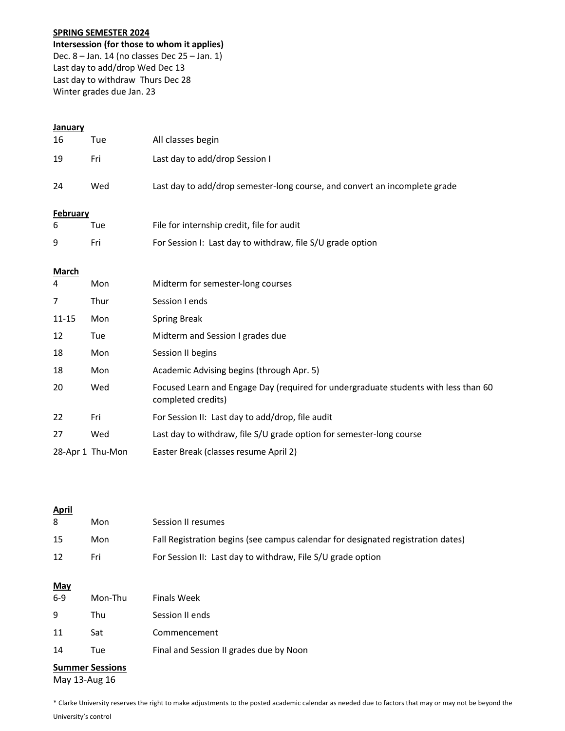**SPRING SEMESTER 2024**

**Intersession (for those to whom it applies)**

Dec. 8 – Jan. 14 (no classes Dec 25 – Jan. 1)
Last day to add/drop Wed Dec 13
Last day to withdraw Thurs Dec 28
Winter grades due Jan. 23

**January**

| | | |
|---|---|---|
| 16 | Tue | All classes begin |
| 19 | Fri | Last day to add/drop Session I |
| 24 | Wed | Last day to add/drop semester-long course, and convert an incomplete grade |

**February**

| | | |
|---|---|---|
| 6 | Tue | File for internship credit, file for audit |
| 9 | Fri | For Session I: Last day to withdraw, file S/U grade option |

**March**

| | | |
|---|---|---|
| 4 | Mon | Midterm for semester-long courses |
| 7 | Thur | Session I ends |
| 11-15 | Mon | Spring Break |
| 12 | Tue | Midterm and Session I grades due |
| 18 | Mon | Session II begins |
| 18 | Mon | Academic Advising begins (through Apr. 5) |
| 20 | Wed | Focused Learn and Engage Day (required for undergraduate students with less than 60 completed credits) |
| 22 | Fri | For Session II: Last day to add/drop, file audit |
| 27 | Wed | Last day to withdraw, file S/U grade option for semester-long course |
| 28-Apr 1 | Thu-Mon | Easter Break (classes resume April 2) |

**April**

| | | |
|---|---|---|
| 8 | Mon | Session II resumes |
| 15 | Mon | Fall Registration begins (see campus calendar for designated registration dates) |
| 12 | Fri | For Session II: Last day to withdraw, File S/U grade option |

**May**

| | | |
|---|---|---|
| 6-9 | Mon-Thu | Finals Week |
| 9 | Thu | Session II ends |
| 11 | Sat | Commencement |
| 14 | Tue | Final and Session II grades due by Noon |

**Summer Sessions**

May 13-Aug 16

* Clarke University reserves the right to make adjustments to the posted academic calendar as needed due to factors that may or may not be beyond the University's control